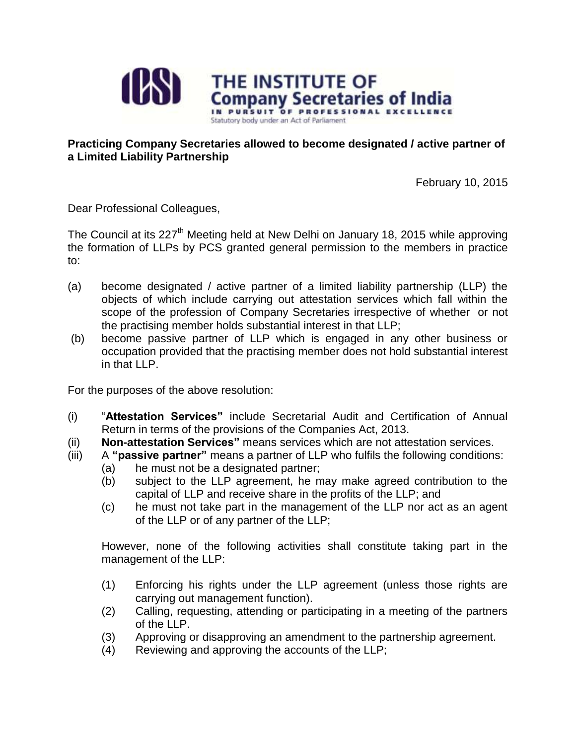THE INSTITUTE OF
Company Secretaries of India
IN PURSUIT OF PROFESSIONAL EXCELLENCE
Statutory body under an Act of Parliament

**Practicing Company Secretaries allowed to become designated / active partner of a Limited Liability Partnership**

February 10, 2015

Dear Professional Colleagues,

The Council at its 227th Meeting held at New Delhi on January 18, 2015 while approving the formation of LLPs by PCS granted general permission to the members in practice to:

(a) become designated / active partner of a limited liability partnership (LLP) the objects of which include carrying out attestation services which fall within the scope of the profession of Company Secretaries irrespective of whether or not the practising member holds substantial interest in that LLP;

(b) become passive partner of LLP which is engaged in any other business or occupation provided that the practising member does not hold substantial interest in that LLP.

For the purposes of the above resolution:

(i) "**Attestation Services"** include Secretarial Audit and Certification of Annual Return in terms of the provisions of the Companies Act, 2013.

(ii) **Non-attestation Services"** means services which are not attestation services.

(iii) A **"passive partner"** means a partner of LLP who fulfils the following conditions:
  - (a) he must not be a designated partner;
  - (b) subject to the LLP agreement, he may make agreed contribution to the capital of LLP and receive share in the profits of the LLP; and
  - (c) he must not take part in the management of the LLP nor act as an agent of the LLP or of any partner of the LLP;

  However, none of the following activities shall constitute taking part in the management of the LLP:

  - (1) Enforcing his rights under the LLP agreement (unless those rights are carrying out management function).
  - (2) Calling, requesting, attending or participating in a meeting of the partners of the LLP.
  - (3) Approving or disapproving an amendment to the partnership agreement.
  - (4) Reviewing and approving the accounts of the LLP;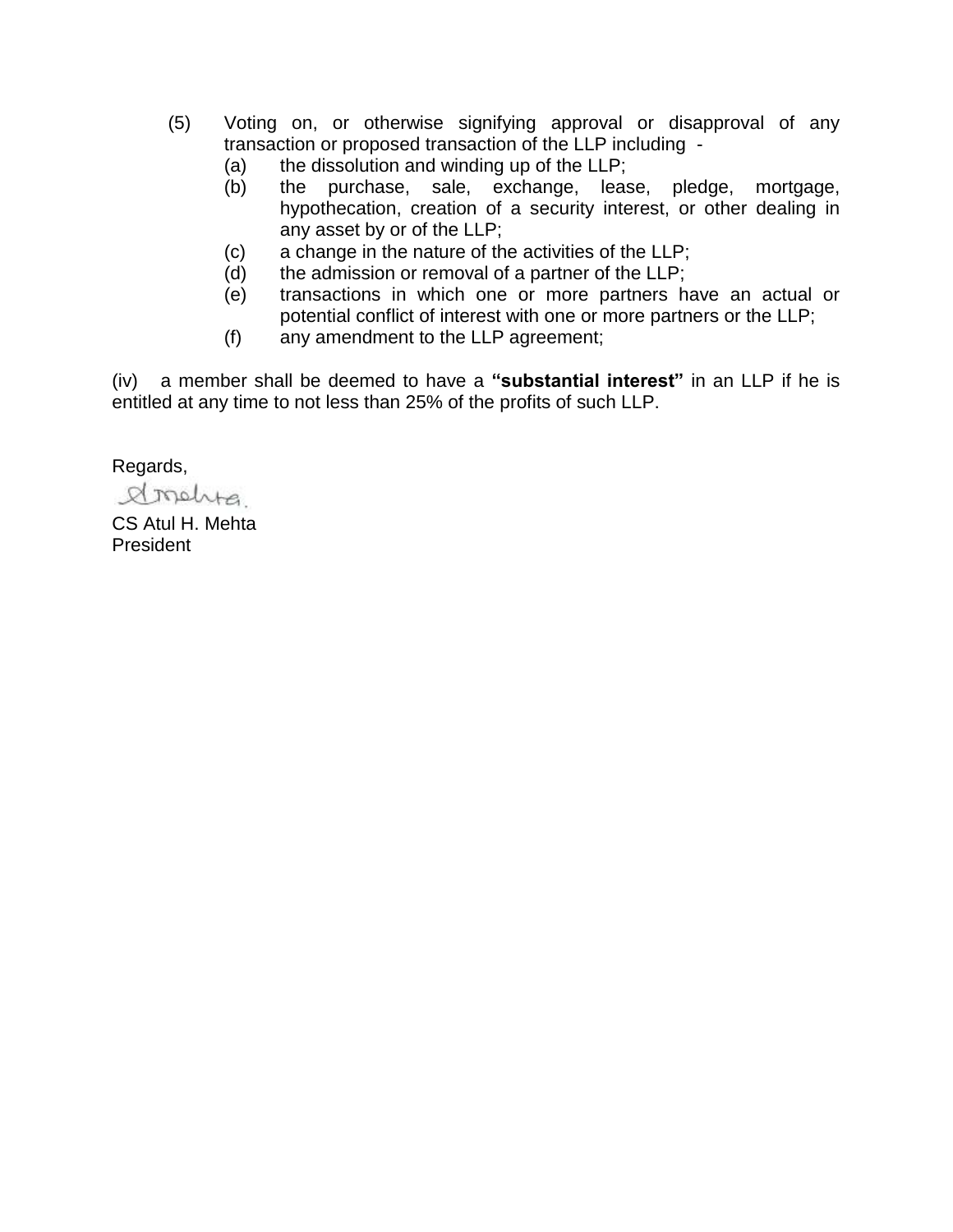(5) Voting on, or otherwise signifying approval or disapproval of any transaction or proposed transaction of the LLP including -

(a) the dissolution and winding up of the LLP;

(b) the purchase, sale, exchange, lease, pledge, mortgage, hypothecation, creation of a security interest, or other dealing in any asset by or of the LLP;

(c) a change in the nature of the activities of the LLP;

(d) the admission or removal of a partner of the LLP;

(e) transactions in which one or more partners have an actual or potential conflict of interest with one or more partners or the LLP;

(f) any amendment to the LLP agreement;

(iv) a member shall be deemed to have a **"substantial interest"** in an LLP if he is entitled at any time to not less than 25% of the profits of such LLP.

Regards,

CS Atul H. Mehta
President